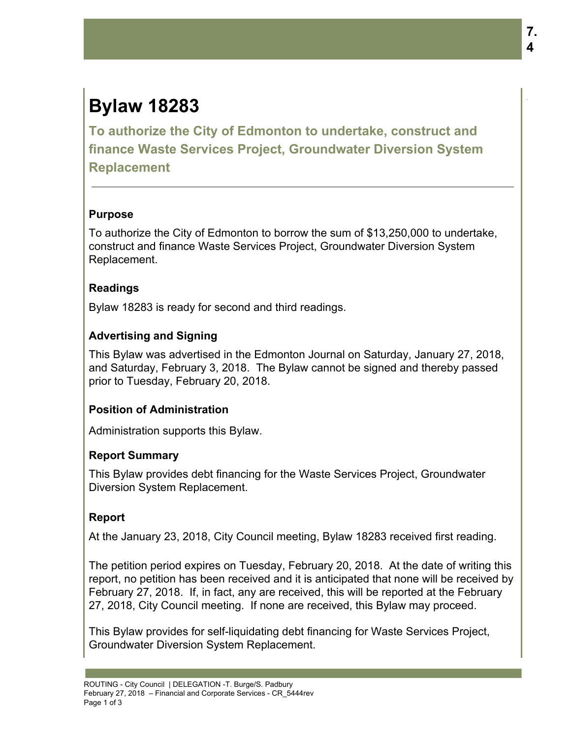# Bylaw 18283

## To authorize the City of Edmonton to undertake, construct and finance Waste Services Project, Groundwater Diversion System Replacement

### Purpose

To authorize the City of Edmonton to borrow the sum of $13,250,000 to undertake, construct and finance Waste Services Project, Groundwater Diversion System Replacement.

### Readings

Bylaw 18283 is ready for second and third readings.

### Advertising and Signing

This Bylaw was advertised in the Edmonton Journal on Saturday, January 27, 2018, and Saturday, February 3, 2018. The Bylaw cannot be signed and thereby passed prior to Tuesday, February 20, 2018.

### Position of Administration

Administration supports this Bylaw.

### Report Summary

This Bylaw provides debt financing for the Waste Services Project, Groundwater Diversion System Replacement.

### Report

At the January 23, 2018, City Council meeting, Bylaw 18283 received first reading.

The petition period expires on Tuesday, February 20, 2018. At the date of writing this report, no petition has been received and it is anticipated that none will be received by February 27, 2018. If, in fact, any are received, this will be reported at the February 27, 2018, City Council meeting. If none are received, this Bylaw may proceed.

This Bylaw provides for self-liquidating debt financing for Waste Services Project, Groundwater Diversion System Replacement.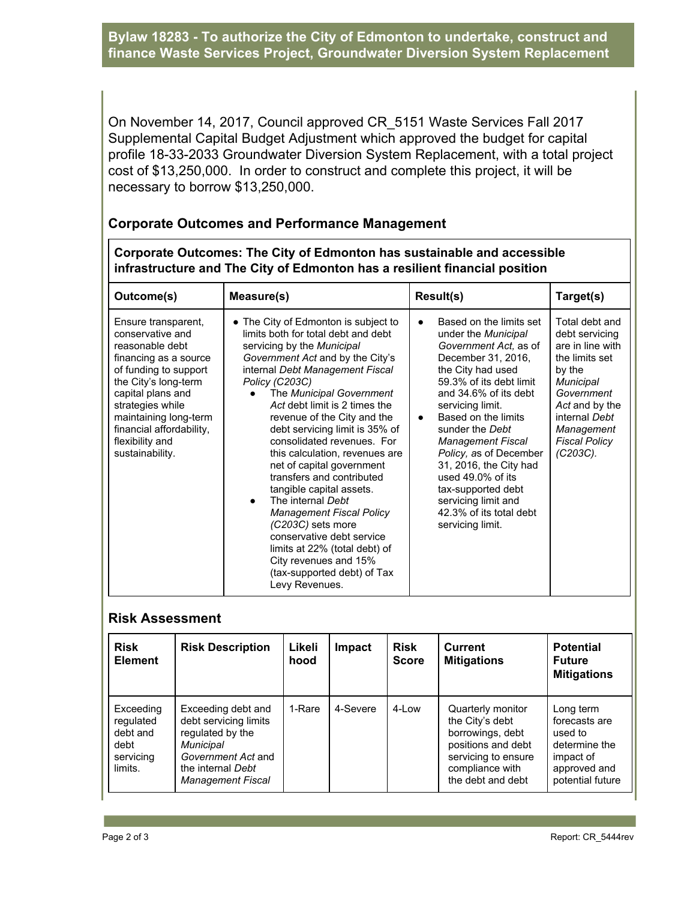On November 14, 2017, Council approved CR_5151 Waste Services Fall 2017 Supplemental Capital Budget Adjustment which approved the budget for capital profile 18-33-2033 Groundwater Diversion System Replacement, with a total project cost of $13,250,000. In order to construct and complete this project, it will be necessary to borrow $13,250,000.

## Corporate Outcomes and Performance Management

**Corporate Outcomes: The City of Edmonton has sustainable and accessible infrastructure and The City of Edmonton has a resilient financial position**

| Outcome(s) | Measure(s) | Result(s) | Target(s) |
|---|---|---|---|
| Ensure transparent, conservative and reasonable debt financing as a source of funding to support the City's long-term capital plans and strategies while maintaining long-term financial affordability, flexibility and sustainability. | • The City of Edmonton is subject to limits both for total debt and debt servicing by the *Municipal Government Act* and by the City's internal *Debt Management Fiscal Policy (C203C)*<br>◦ The *Municipal Government Act* debt limit is 2 times the revenue of the City and the debt servicing limit is 35% of consolidated revenues. For this calculation, revenues are net of capital government transfers and contributed tangible capital assets.<br>◦ The internal *Debt Management Fiscal Policy (C203C)* sets more conservative debt service limits at 22% (total debt) of City revenues and 15% (tax-supported debt) of Tax Levy Revenues. | • Based on the limits set under the *Municipal Government Act,* as of December 31, 2016, the City had used 59.3% of its debt limit and 34.6% of its debt servicing limit.<br>• Based on the limits sunder the *Debt Management Fiscal Policy, a*s of December 31, 2016, the City had used 49.0% of its tax-supported debt servicing limit and 42.3% of its total debt servicing limit. | Total debt and debt servicing are in line with the limits set by the *Municipal Government Act* and by the internal *Debt Management Fiscal Policy (C203C).* |

## Risk Assessment

| Risk Element | Risk Description | Likelihood | Impact | Risk Score | Current Mitigations | Potential Future Mitigations |
|---|---|---|---|---|---|---|
| Exceeding regulated debt and debt servicing limits. | Exceeding debt and debt servicing limits regulated by the *Municipal Government Act* and the internal *Debt Management Fiscal* | 1-Rare | 4-Severe | 4-Low | Quarterly monitor the City's debt borrowings, debt positions and debt servicing to ensure compliance with the debt and debt | Long term forecasts are used to determine the impact of approved and potential future |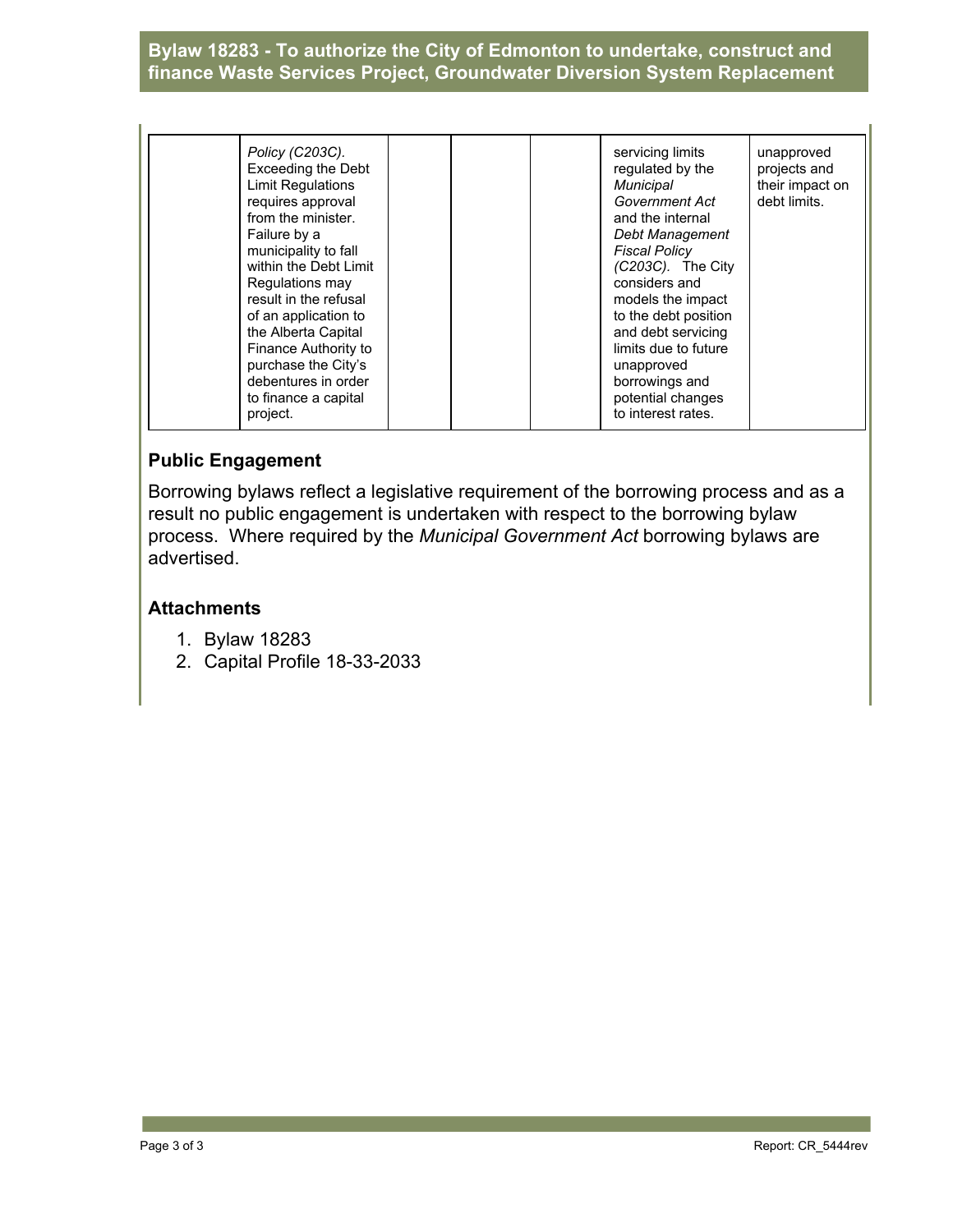| | | | | | | |
|---|---|---|---|---|---|---|
| | *Policy (C203C).* Exceeding the Debt Limit Regulations requires approval from the minister. Failure by a municipality to fall within the Debt Limit Regulations may result in the refusal of an application to the Alberta Capital Finance Authority to purchase the City's debentures in order to finance a capital project. | | | | servicing limits regulated by the *Municipal Government Act* and the internal *Debt Management Fiscal Policy (C203C).* The City considers and models the impact to the debt position and debt servicing limits due to future unapproved borrowings and potential changes to interest rates. | unapproved projects and their impact on debt limits. |

## Public Engagement

Borrowing bylaws reflect a legislative requirement of the borrowing process and as a result no public engagement is undertaken with respect to the borrowing bylaw process. Where required by the *Municipal Government Act* borrowing bylaws are advertised.

## Attachments

1. Bylaw 18283
2. Capital Profile 18-33-2033